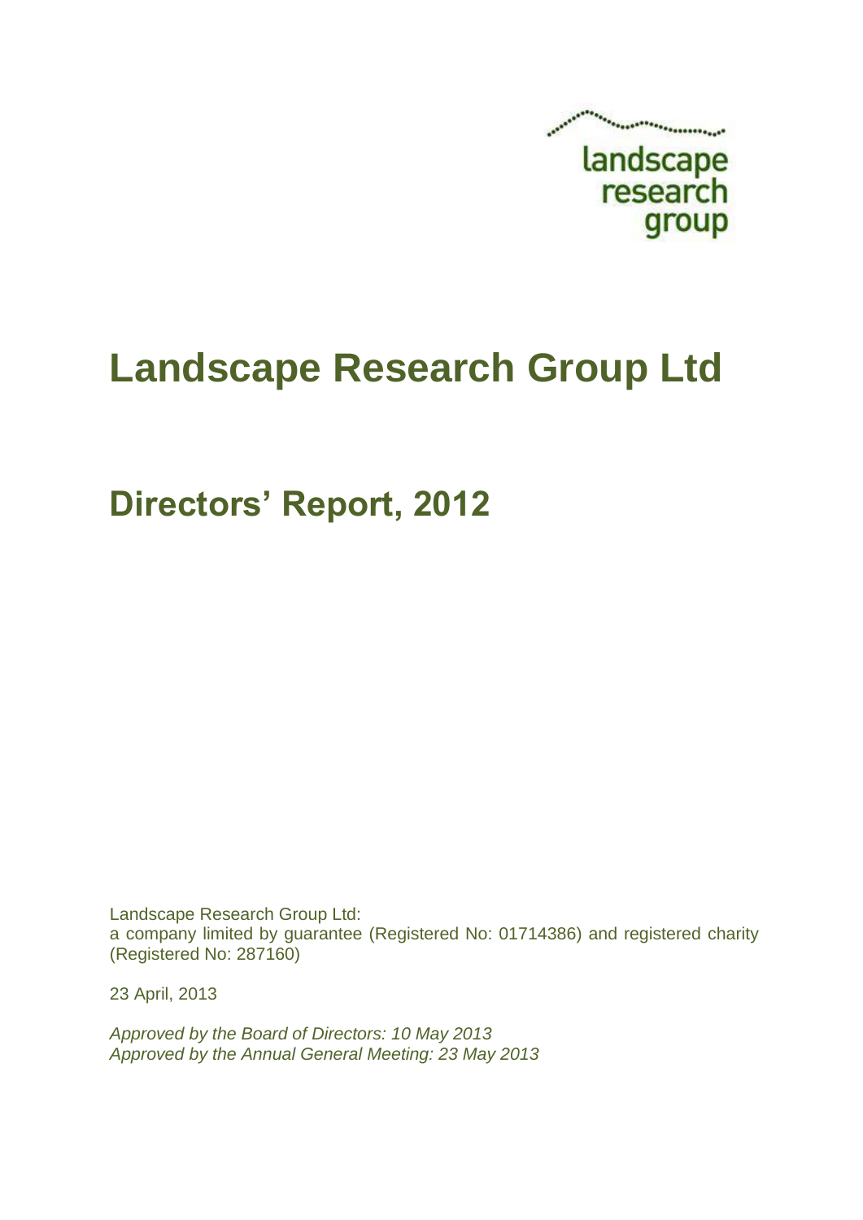landscape research group

# Landscape Research Group Ltd

## Directors' Report, 2012

Landscape Research Group Ltd:
a company limited by guarantee (Registered No: 01714386) and registered charity (Registered No: 287160)

23 April, 2013

*Approved by the Board of Directors: 10 May 2013*
*Approved by the Annual General Meeting: 23 May 2013*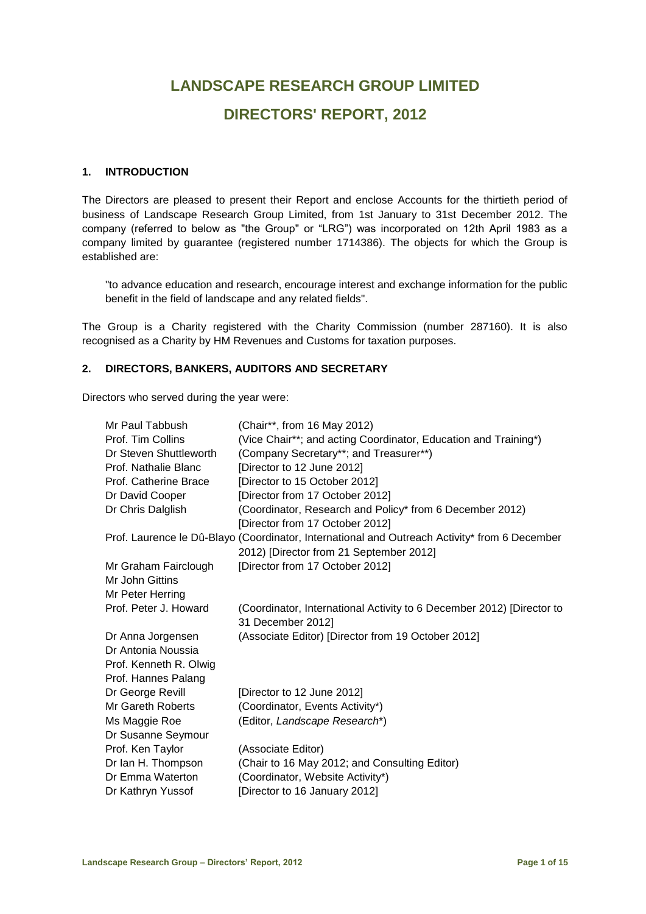# LANDSCAPE RESEARCH GROUP LIMITED

# DIRECTORS' REPORT, 2012

## 1. INTRODUCTION

The Directors are pleased to present their Report and enclose Accounts for the thirtieth period of business of Landscape Research Group Limited, from 1st January to 31st December 2012. The company (referred to below as "the Group" or "LRG") was incorporated on 12th April 1983 as a company limited by guarantee (registered number 1714386). The objects for which the Group is established are:

> "to advance education and research, encourage interest and exchange information for the public benefit in the field of landscape and any related fields".

The Group is a Charity registered with the Charity Commission (number 287160). It is also recognised as a Charity by HM Revenues and Customs for taxation purposes.

## 2. DIRECTORS, BANKERS, AUDITORS AND SECRETARY

Directors who served during the year were:

| | |
|---|---|
| Mr Paul Tabbush | (Chair**, from 16 May 2012) |
| Prof. Tim Collins | (Vice Chair**; and acting Coordinator, Education and Training*) |
| Dr Steven Shuttleworth | (Company Secretary**; and Treasurer**) |
| Prof. Nathalie Blanc | [Director to 12 June 2012] |
| Prof. Catherine Brace | [Director to 15 October 2012] |
| Dr David Cooper | [Director from 17 October 2012] |
| Dr Chris Dalglish | (Coordinator, Research and Policy* from 6 December 2012) [Director from 17 October 2012] |
| Prof. Laurence le Dû-Blayo | (Coordinator, International and Outreach Activity* from 6 December 2012) [Director from 21 September 2012] |
| Mr Graham Fairclough | [Director from 17 October 2012] |
| Mr John Gittins | |
| Mr Peter Herring | |
| Prof. Peter J. Howard | (Coordinator, International Activity to 6 December 2012) [Director to 31 December 2012] |
| Dr Anna Jorgensen | (Associate Editor) [Director from 19 October 2012] |
| Dr Antonia Noussia | |
| Prof. Kenneth R. Olwig | |
| Prof. Hannes Palang | |
| Dr George Revill | [Director to 12 June 2012] |
| Mr Gareth Roberts | (Coordinator, Events Activity*) |
| Ms Maggie Roe | (Editor, *Landscape Research**) |
| Dr Susanne Seymour | |
| Prof. Ken Taylor | (Associate Editor) |
| Dr Ian H. Thompson | (Chair to 16 May 2012; and Consulting Editor) |
| Dr Emma Waterton | (Coordinator, Website Activity*) |
| Dr Kathryn Yussof | [Director to 16 January 2012] |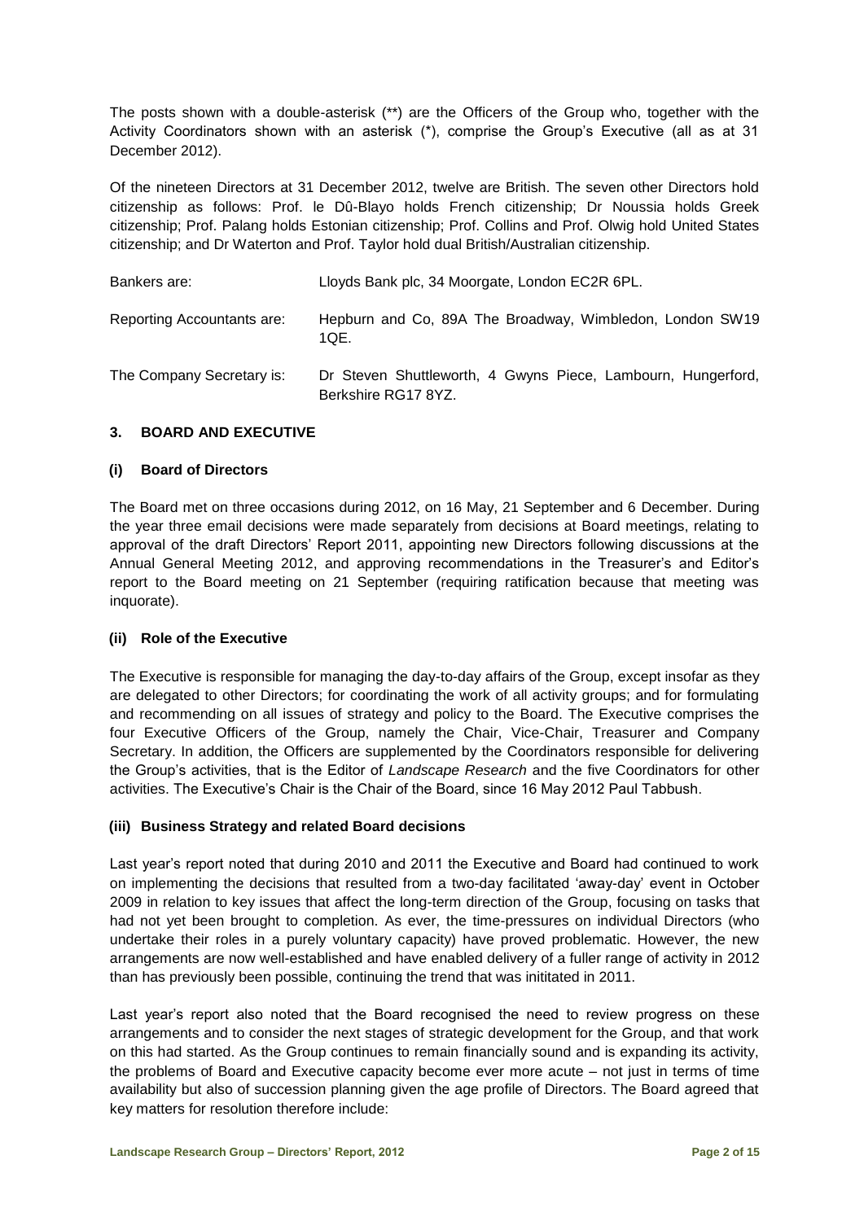The posts shown with a double-asterisk (**) are the Officers of the Group who, together with the Activity Coordinators shown with an asterisk (*), comprise the Group's Executive (all as at 31 December 2012).

Of the nineteen Directors at 31 December 2012, twelve are British. The seven other Directors hold citizenship as follows: Prof. le Dû-Blayo holds French citizenship; Dr Noussia holds Greek citizenship; Prof. Palang holds Estonian citizenship; Prof. Collins and Prof. Olwig hold United States citizenship; and Dr Waterton and Prof. Taylor hold dual British/Australian citizenship.

| | |
|---|---|
| Bankers are: | Lloyds Bank plc, 34 Moorgate, London EC2R 6PL. |
| Reporting Accountants are: | Hepburn and Co, 89A The Broadway, Wimbledon, London SW19 1QE. |
| The Company Secretary is: | Dr Steven Shuttleworth, 4 Gwyns Piece, Lambourn, Hungerford, Berkshire RG17 8YZ. |

## 3. BOARD AND EXECUTIVE

### (i) Board of Directors

The Board met on three occasions during 2012, on 16 May, 21 September and 6 December. During the year three email decisions were made separately from decisions at Board meetings, relating to approval of the draft Directors' Report 2011, appointing new Directors following discussions at the Annual General Meeting 2012, and approving recommendations in the Treasurer's and Editor's report to the Board meeting on 21 September (requiring ratification because that meeting was inquorate).

### (ii) Role of the Executive

The Executive is responsible for managing the day-to-day affairs of the Group, except insofar as they are delegated to other Directors; for coordinating the work of all activity groups; and for formulating and recommending on all issues of strategy and policy to the Board. The Executive comprises the four Executive Officers of the Group, namely the Chair, Vice-Chair, Treasurer and Company Secretary. In addition, the Officers are supplemented by the Coordinators responsible for delivering the Group's activities, that is the Editor of *Landscape Research* and the five Coordinators for other activities. The Executive's Chair is the Chair of the Board, since 16 May 2012 Paul Tabbush.

### (iii) Business Strategy and related Board decisions

Last year's report noted that during 2010 and 2011 the Executive and Board had continued to work on implementing the decisions that resulted from a two-day facilitated 'away-day' event in October 2009 in relation to key issues that affect the long-term direction of the Group, focusing on tasks that had not yet been brought to completion. As ever, the time-pressures on individual Directors (who undertake their roles in a purely voluntary capacity) have proved problematic. However, the new arrangements are now well-established and have enabled delivery of a fuller range of activity in 2012 than has previously been possible, continuing the trend that was inititated in 2011.

Last year's report also noted that the Board recognised the need to review progress on these arrangements and to consider the next stages of strategic development for the Group, and that work on this had started. As the Group continues to remain financially sound and is expanding its activity, the problems of Board and Executive capacity become ever more acute – not just in terms of time availability but also of succession planning given the age profile of Directors. The Board agreed that key matters for resolution therefore include: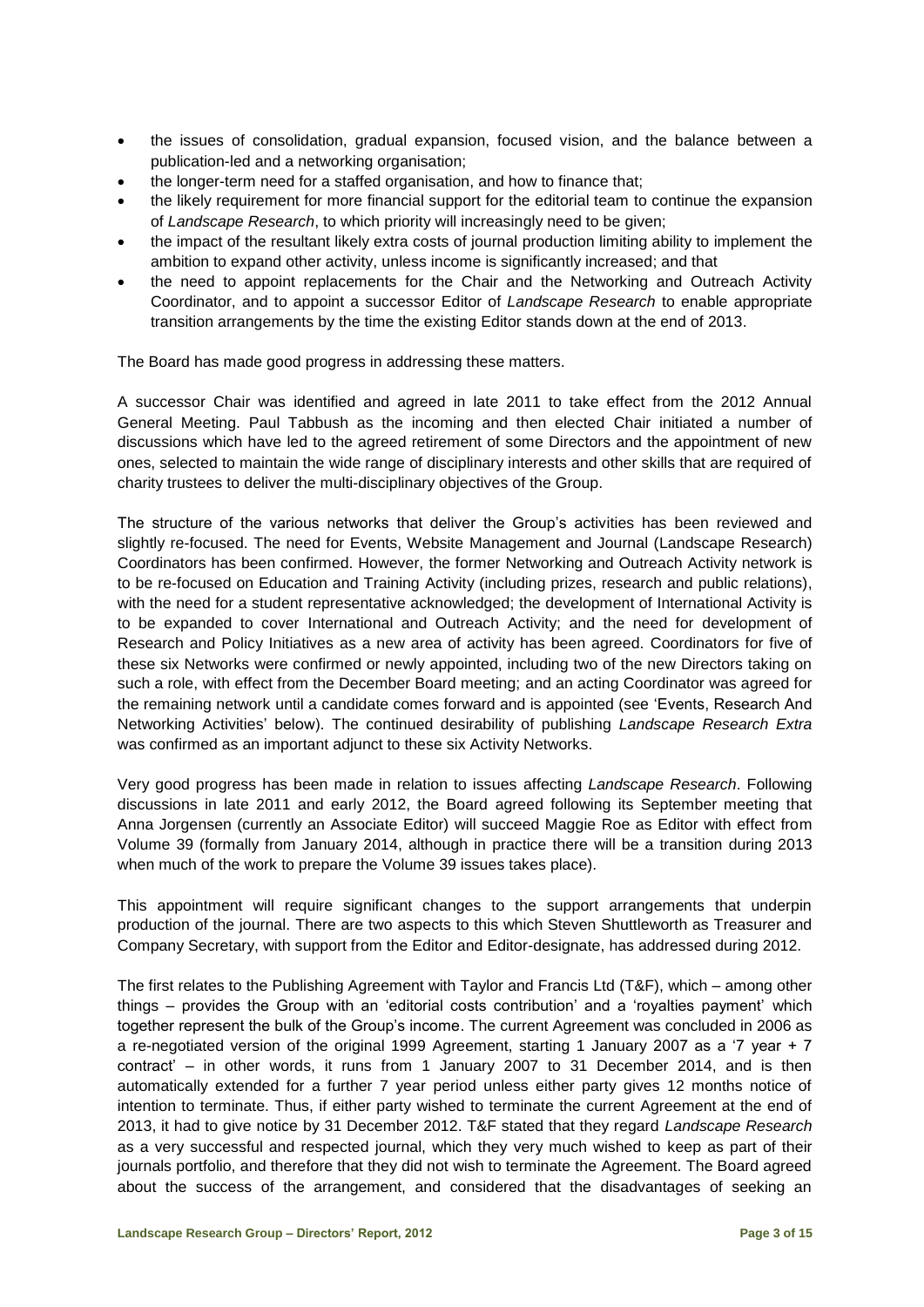- the issues of consolidation, gradual expansion, focused vision, and the balance between a publication-led and a networking organisation;
- the longer-term need for a staffed organisation, and how to finance that;
- the likely requirement for more financial support for the editorial team to continue the expansion of *Landscape Research*, to which priority will increasingly need to be given;
- the impact of the resultant likely extra costs of journal production limiting ability to implement the ambition to expand other activity, unless income is significantly increased; and that
- the need to appoint replacements for the Chair and the Networking and Outreach Activity Coordinator, and to appoint a successor Editor of *Landscape Research* to enable appropriate transition arrangements by the time the existing Editor stands down at the end of 2013.

The Board has made good progress in addressing these matters.

A successor Chair was identified and agreed in late 2011 to take effect from the 2012 Annual General Meeting. Paul Tabbush as the incoming and then elected Chair initiated a number of discussions which have led to the agreed retirement of some Directors and the appointment of new ones, selected to maintain the wide range of disciplinary interests and other skills that are required of charity trustees to deliver the multi-disciplinary objectives of the Group.

The structure of the various networks that deliver the Group's activities has been reviewed and slightly re-focused. The need for Events, Website Management and Journal (Landscape Research) Coordinators has been confirmed. However, the former Networking and Outreach Activity network is to be re-focused on Education and Training Activity (including prizes, research and public relations), with the need for a student representative acknowledged; the development of International Activity is to be expanded to cover International and Outreach Activity; and the need for development of Research and Policy Initiatives as a new area of activity has been agreed. Coordinators for five of these six Networks were confirmed or newly appointed, including two of the new Directors taking on such a role, with effect from the December Board meeting; and an acting Coordinator was agreed for the remaining network until a candidate comes forward and is appointed (see 'Events, Research And Networking Activities' below). The continued desirability of publishing *Landscape Research Extra* was confirmed as an important adjunct to these six Activity Networks.

Very good progress has been made in relation to issues affecting *Landscape Research*. Following discussions in late 2011 and early 2012, the Board agreed following its September meeting that Anna Jorgensen (currently an Associate Editor) will succeed Maggie Roe as Editor with effect from Volume 39 (formally from January 2014, although in practice there will be a transition during 2013 when much of the work to prepare the Volume 39 issues takes place).

This appointment will require significant changes to the support arrangements that underpin production of the journal. There are two aspects to this which Steven Shuttleworth as Treasurer and Company Secretary, with support from the Editor and Editor-designate, has addressed during 2012.

The first relates to the Publishing Agreement with Taylor and Francis Ltd (T&F), which – among other things – provides the Group with an 'editorial costs contribution' and a 'royalties payment' which together represent the bulk of the Group's income. The current Agreement was concluded in 2006 as a re-negotiated version of the original 1999 Agreement, starting 1 January 2007 as a '7 year + 7 contract' – in other words, it runs from 1 January 2007 to 31 December 2014, and is then automatically extended for a further 7 year period unless either party gives 12 months notice of intention to terminate. Thus, if either party wished to terminate the current Agreement at the end of 2013, it had to give notice by 31 December 2012. T&F stated that they regard *Landscape Research* as a very successful and respected journal, which they very much wished to keep as part of their journals portfolio, and therefore that they did not wish to terminate the Agreement. The Board agreed about the success of the arrangement, and considered that the disadvantages of seeking an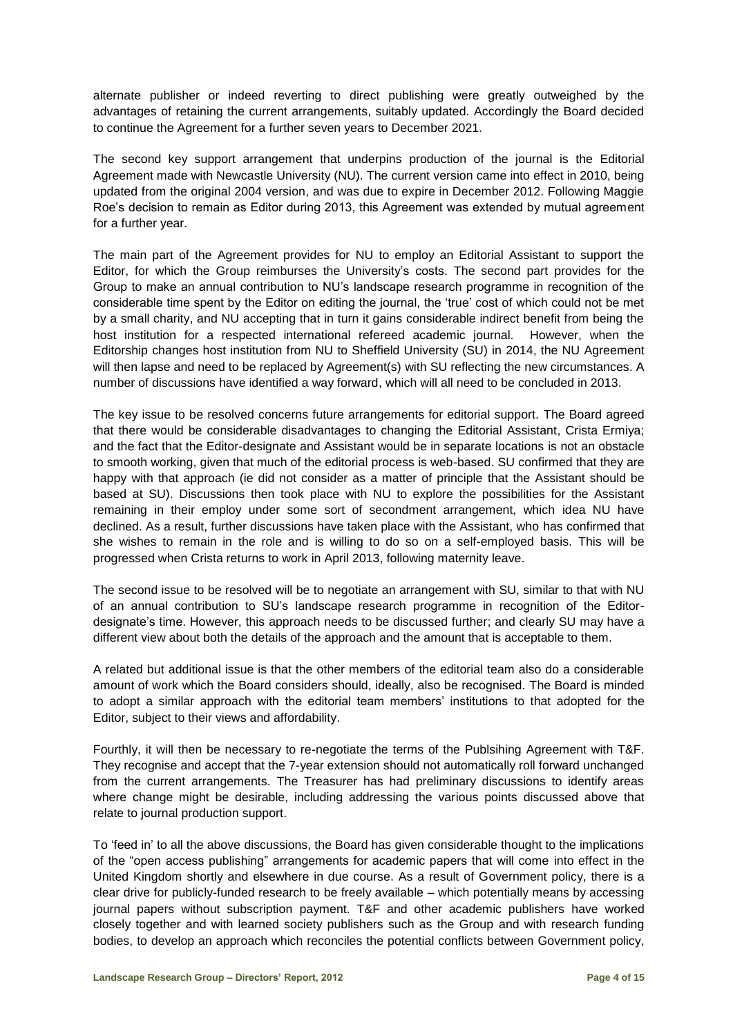alternate publisher or indeed reverting to direct publishing were greatly outweighed by the advantages of retaining the current arrangements, suitably updated. Accordingly the Board decided to continue the Agreement for a further seven years to December 2021.

The second key support arrangement that underpins production of the journal is the Editorial Agreement made with Newcastle University (NU). The current version came into effect in 2010, being updated from the original 2004 version, and was due to expire in December 2012. Following Maggie Roe's decision to remain as Editor during 2013, this Agreement was extended by mutual agreement for a further year.

The main part of the Agreement provides for NU to employ an Editorial Assistant to support the Editor, for which the Group reimburses the University's costs. The second part provides for the Group to make an annual contribution to NU's landscape research programme in recognition of the considerable time spent by the Editor on editing the journal, the 'true' cost of which could not be met by a small charity, and NU accepting that in turn it gains considerable indirect benefit from being the host institution for a respected international refereed academic journal. However, when the Editorship changes host institution from NU to Sheffield University (SU) in 2014, the NU Agreement will then lapse and need to be replaced by Agreement(s) with SU reflecting the new circumstances. A number of discussions have identified a way forward, which will all need to be concluded in 2013.

The key issue to be resolved concerns future arrangements for editorial support. The Board agreed that there would be considerable disadvantages to changing the Editorial Assistant, Crista Ermiya; and the fact that the Editor-designate and Assistant would be in separate locations is not an obstacle to smooth working, given that much of the editorial process is web-based. SU confirmed that they are happy with that approach (ie did not consider as a matter of principle that the Assistant should be based at SU). Discussions then took place with NU to explore the possibilities for the Assistant remaining in their employ under some sort of secondment arrangement, which idea NU have declined. As a result, further discussions have taken place with the Assistant, who has confirmed that she wishes to remain in the role and is willing to do so on a self-employed basis. This will be progressed when Crista returns to work in April 2013, following maternity leave.

The second issue to be resolved will be to negotiate an arrangement with SU, similar to that with NU of an annual contribution to SU's landscape research programme in recognition of the Editor-designate's time. However, this approach needs to be discussed further; and clearly SU may have a different view about both the details of the approach and the amount that is acceptable to them.

A related but additional issue is that the other members of the editorial team also do a considerable amount of work which the Board considers should, ideally, also be recognised. The Board is minded to adopt a similar approach with the editorial team members' institutions to that adopted for the Editor, subject to their views and affordability.

Fourthly, it will then be necessary to re-negotiate the terms of the Publsihing Agreement with T&F. They recognise and accept that the 7-year extension should not automatically roll forward unchanged from the current arrangements. The Treasurer has had preliminary discussions to identify areas where change might be desirable, including addressing the various points discussed above that relate to journal production support.

To 'feed in' to all the above discussions, the Board has given considerable thought to the implications of the "open access publishing" arrangements for academic papers that will come into effect in the United Kingdom shortly and elsewhere in due course. As a result of Government policy, there is a clear drive for publicly-funded research to be freely available – which potentially means by accessing journal papers without subscription payment. T&F and other academic publishers have worked closely together and with learned society publishers such as the Group and with research funding bodies, to develop an approach which reconciles the potential conflicts between Government policy,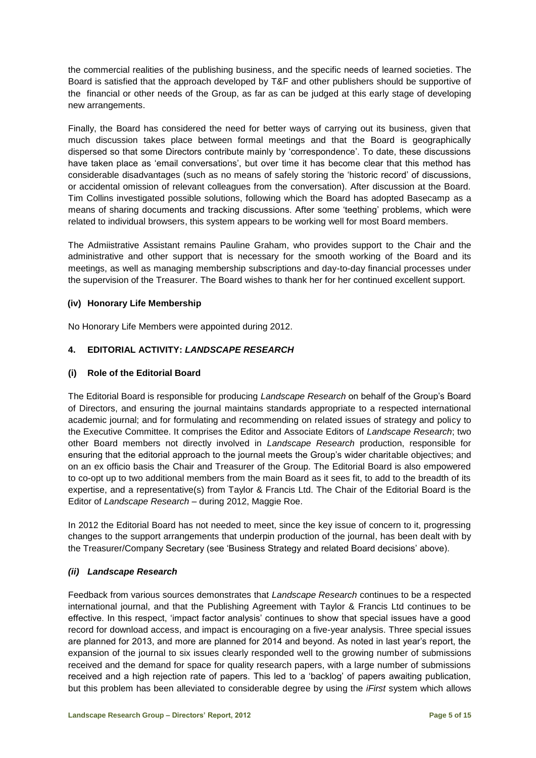the commercial realities of the publishing business, and the specific needs of learned societies. The Board is satisfied that the approach developed by T&F and other publishers should be supportive of the financial or other needs of the Group, as far as can be judged at this early stage of developing new arrangements.

Finally, the Board has considered the need for better ways of carrying out its business, given that much discussion takes place between formal meetings and that the Board is geographically dispersed so that some Directors contribute mainly by 'correspondence'. To date, these discussions have taken place as 'email conversations', but over time it has become clear that this method has considerable disadvantages (such as no means of safely storing the 'historic record' of discussions, or accidental omission of relevant colleagues from the conversation). After discussion at the Board. Tim Collins investigated possible solutions, following which the Board has adopted Basecamp as a means of sharing documents and tracking discussions. After some 'teething' problems, which were related to individual browsers, this system appears to be working well for most Board members.

The Admiistrative Assistant remains Pauline Graham, who provides support to the Chair and the administrative and other support that is necessary for the smooth working of the Board and its meetings, as well as managing membership subscriptions and day-to-day financial processes under the supervision of the Treasurer. The Board wishes to thank her for her continued excellent support.

#### (iv) Honorary Life Membership

No Honorary Life Members were appointed during 2012.

### 4. EDITORIAL ACTIVITY: *LANDSCAPE RESEARCH*

#### (i) Role of the Editorial Board

The Editorial Board is responsible for producing *Landscape Research* on behalf of the Group's Board of Directors, and ensuring the journal maintains standards appropriate to a respected international academic journal; and for formulating and recommending on related issues of strategy and policy to the Executive Committee. It comprises the Editor and Associate Editors of *Landscape Research*; two other Board members not directly involved in *Landscape Research* production, responsible for ensuring that the editorial approach to the journal meets the Group's wider charitable objectives; and on an ex officio basis the Chair and Treasurer of the Group. The Editorial Board is also empowered to co-opt up to two additional members from the main Board as it sees fit, to add to the breadth of its expertise, and a representative(s) from Taylor & Francis Ltd. The Chair of the Editorial Board is the Editor of *Landscape Research* – during 2012, Maggie Roe.

In 2012 the Editorial Board has not needed to meet, since the key issue of concern to it, progressing changes to the support arrangements that underpin production of the journal, has been dealt with by the Treasurer/Company Secretary (see 'Business Strategy and related Board decisions' above).

#### *(ii) Landscape Research*

Feedback from various sources demonstrates that *Landscape Research* continues to be a respected international journal, and that the Publishing Agreement with Taylor & Francis Ltd continues to be effective. In this respect, 'impact factor analysis' continues to show that special issues have a good record for download access, and impact is encouraging on a five-year analysis. Three special issues are planned for 2013, and more are planned for 2014 and beyond. As noted in last year's report, the expansion of the journal to six issues clearly responded well to the growing number of submissions received and the demand for space for quality research papers, with a large number of submissions received and a high rejection rate of papers. This led to a 'backlog' of papers awaiting publication, but this problem has been alleviated to considerable degree by using the *iFirst* system which allows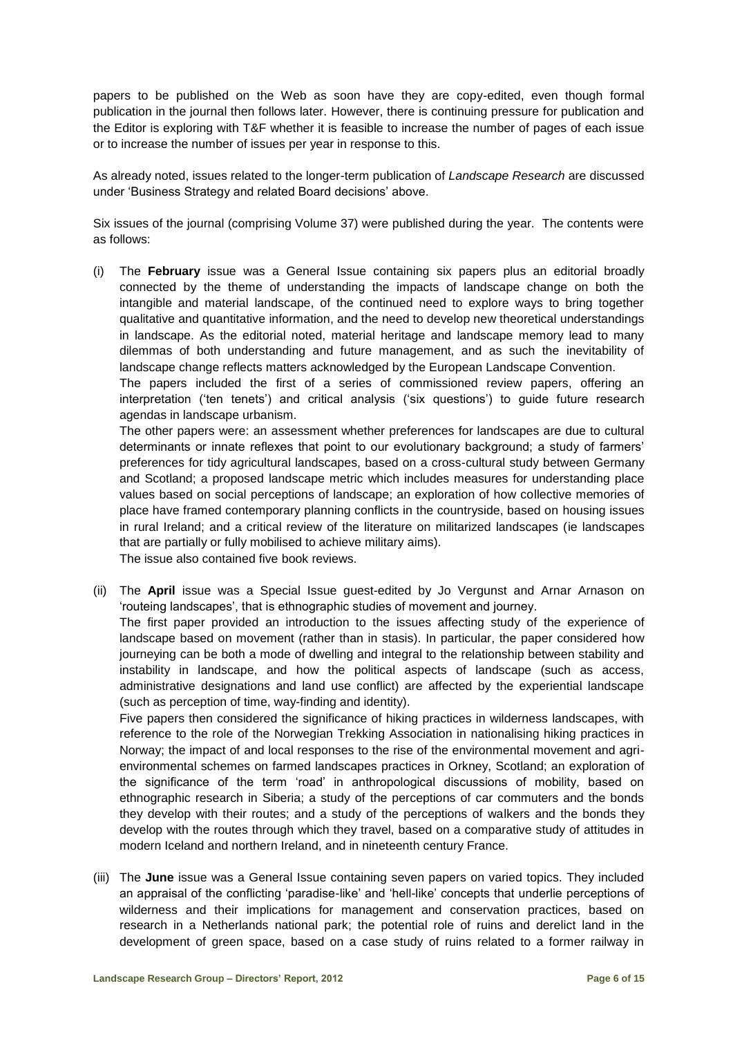papers to be published on the Web as soon have they are copy-edited, even though formal publication in the journal then follows later. However, there is continuing pressure for publication and the Editor is exploring with T&F whether it is feasible to increase the number of pages of each issue or to increase the number of issues per year in response to this.

As already noted, issues related to the longer-term publication of *Landscape Research* are discussed under 'Business Strategy and related Board decisions' above.

Six issues of the journal (comprising Volume 37) were published during the year. The contents were as follows:

(i) The **February** issue was a General Issue containing six papers plus an editorial broadly connected by the theme of understanding the impacts of landscape change on both the intangible and material landscape, of the continued need to explore ways to bring together qualitative and quantitative information, and the need to develop new theoretical understandings in landscape. As the editorial noted, material heritage and landscape memory lead to many dilemmas of both understanding and future management, and as such the inevitability of landscape change reflects matters acknowledged by the European Landscape Convention.

   The papers included the first of a series of commissioned review papers, offering an interpretation ('ten tenets') and critical analysis ('six questions') to guide future research agendas in landscape urbanism.

   The other papers were: an assessment whether preferences for landscapes are due to cultural determinants or innate reflexes that point to our evolutionary background; a study of farmers' preferences for tidy agricultural landscapes, based on a cross-cultural study between Germany and Scotland; a proposed landscape metric which includes measures for understanding place values based on social perceptions of landscape; an exploration of how collective memories of place have framed contemporary planning conflicts in the countryside, based on housing issues in rural Ireland; and a critical review of the literature on militarized landscapes (ie landscapes that are partially or fully mobilised to achieve military aims).

   The issue also contained five book reviews.

(ii) The **April** issue was a Special Issue guest-edited by Jo Vergunst and Arnar Arnason on 'routeing landscapes', that is ethnographic studies of movement and journey.

   The first paper provided an introduction to the issues affecting study of the experience of landscape based on movement (rather than in stasis). In particular, the paper considered how journeying can be both a mode of dwelling and integral to the relationship between stability and instability in landscape, and how the political aspects of landscape (such as access, administrative designations and land use conflict) are affected by the experiential landscape (such as perception of time, way-finding and identity).

   Five papers then considered the significance of hiking practices in wilderness landscapes, with reference to the role of the Norwegian Trekking Association in nationalising hiking practices in Norway; the impact of and local responses to the rise of the environmental movement and agri-environmental schemes on farmed landscapes practices in Orkney, Scotland; an exploration of the significance of the term 'road' in anthropological discussions of mobility, based on ethnographic research in Siberia; a study of the perceptions of car commuters and the bonds they develop with their routes; and a study of the perceptions of walkers and the bonds they develop with the routes through which they travel, based on a comparative study of attitudes in modern Iceland and northern Ireland, and in nineteenth century France.

(iii) The **June** issue was a General Issue containing seven papers on varied topics. They included an appraisal of the conflicting 'paradise-like' and 'hell-like' concepts that underlie perceptions of wilderness and their implications for management and conservation practices, based on research in a Netherlands national park; the potential role of ruins and derelict land in the development of green space, based on a case study of ruins related to a former railway in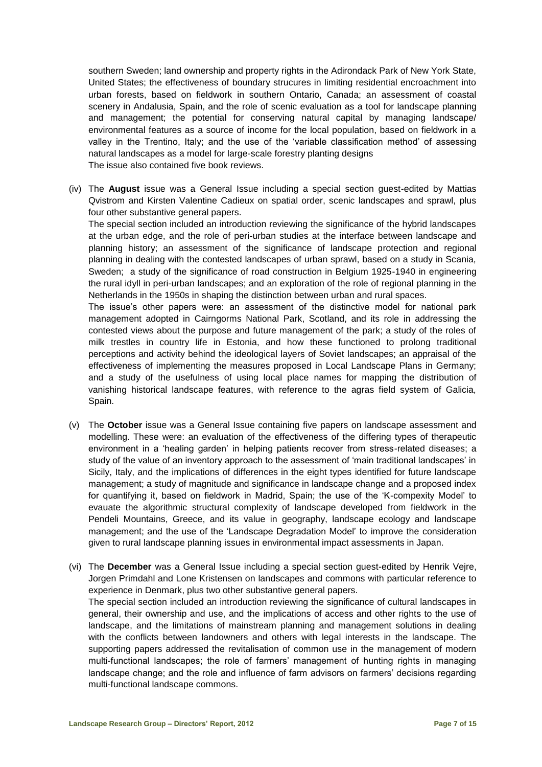southern Sweden; land ownership and property rights in the Adirondack Park of New York State, United States; the effectiveness of boundary strucures in limiting residential encroachment into urban forests, based on fieldwork in southern Ontario, Canada; an assessment of coastal scenery in Andalusia, Spain, and the role of scenic evaluation as a tool for landscape planning and management; the potential for conserving natural capital by managing landscape/ environmental features as a source of income for the local population, based on fieldwork in a valley in the Trentino, Italy; and the use of the 'variable classification method' of assessing natural landscapes as a model for large-scale forestry planting designs

The issue also contained five book reviews.

(iv) The **August** issue was a General Issue including a special section guest-edited by Mattias Qvistrom and Kirsten Valentine Cadieux on spatial order, scenic landscapes and sprawl, plus four other substantive general papers.

The special section included an introduction reviewing the significance of the hybrid landscapes at the urban edge, and the role of peri-urban studies at the interface between landscape and planning history; an assessment of the significance of landscape protection and regional planning in dealing with the contested landscapes of urban sprawl, based on a study in Scania, Sweden; a study of the significance of road construction in Belgium 1925-1940 in engineering the rural idyll in peri-urban landscapes; and an exploration of the role of regional planning in the Netherlands in the 1950s in shaping the distinction between urban and rural spaces.

The issue's other papers were: an assessment of the distinctive model for national park management adopted in Cairngorms National Park, Scotland, and its role in addressing the contested views about the purpose and future management of the park; a study of the roles of milk trestles in country life in Estonia, and how these functioned to prolong traditional perceptions and activity behind the ideological layers of Soviet landscapes; an appraisal of the effectiveness of implementing the measures proposed in Local Landscape Plans in Germany; and a study of the usefulness of using local place names for mapping the distribution of vanishing historical landscape features, with reference to the agras field system of Galicia, Spain.

(v) The **October** issue was a General Issue containing five papers on landscape assessment and modelling. These were: an evaluation of the effectiveness of the differing types of therapeutic environment in a 'healing garden' in helping patients recover from stress-related diseases; a study of the value of an inventory approach to the assessment of 'main traditional landscapes' in Sicily, Italy, and the implications of differences in the eight types identified for future landscape management; a study of magnitude and significance in landscape change and a proposed index for quantifying it, based on fieldwork in Madrid, Spain; the use of the 'K-compexity Model' to evauate the algorithmic structural complexity of landscape developed from fieldwork in the Pendeli Mountains, Greece, and its value in geography, landscape ecology and landscape management; and the use of the 'Landscape Degradation Model' to improve the consideration given to rural landscape planning issues in environmental impact assessments in Japan.

(vi) The **December** was a General Issue including a special section guest-edited by Henrik Vejre, Jorgen Primdahl and Lone Kristensen on landscapes and commons with particular reference to experience in Denmark, plus two other substantive general papers.

The special section included an introduction reviewing the significance of cultural landscapes in general, their ownership and use, and the implications of access and other rights to the use of landscape, and the limitations of mainstream planning and management solutions in dealing with the conflicts between landowners and others with legal interests in the landscape. The supporting papers addressed the revitalisation of common use in the management of modern multi-functional landscapes; the role of farmers' management of hunting rights in managing landscape change; and the role and influence of farm advisors on farmers' decisions regarding multi-functional landscape commons.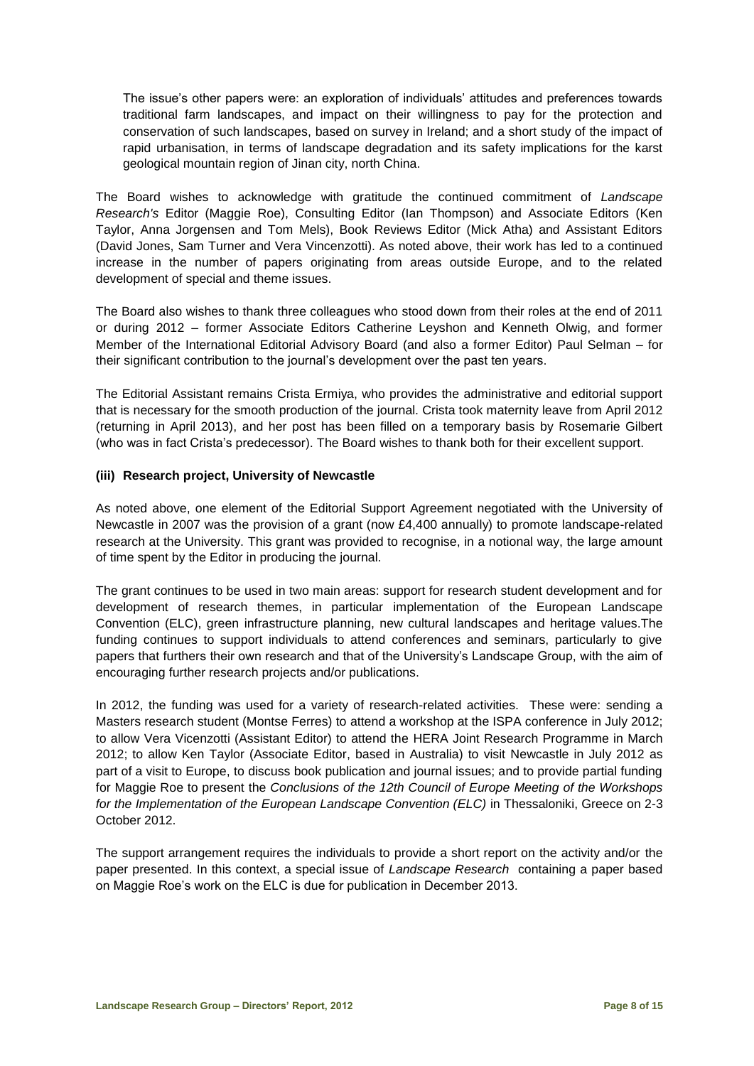The issue's other papers were: an exploration of individuals' attitudes and preferences towards traditional farm landscapes, and impact on their willingness to pay for the protection and conservation of such landscapes, based on survey in Ireland; and a short study of the impact of rapid urbanisation, in terms of landscape degradation and its safety implications for the karst geological mountain region of Jinan city, north China.

The Board wishes to acknowledge with gratitude the continued commitment of *Landscape Research's* Editor (Maggie Roe), Consulting Editor (Ian Thompson) and Associate Editors (Ken Taylor, Anna Jorgensen and Tom Mels), Book Reviews Editor (Mick Atha) and Assistant Editors (David Jones, Sam Turner and Vera Vincenzotti). As noted above, their work has led to a continued increase in the number of papers originating from areas outside Europe, and to the related development of special and theme issues.

The Board also wishes to thank three colleagues who stood down from their roles at the end of 2011 or during 2012 – former Associate Editors Catherine Leyshon and Kenneth Olwig, and former Member of the International Editorial Advisory Board (and also a former Editor) Paul Selman – for their significant contribution to the journal's development over the past ten years.

The Editorial Assistant remains Crista Ermiya, who provides the administrative and editorial support that is necessary for the smooth production of the journal. Crista took maternity leave from April 2012 (returning in April 2013), and her post has been filled on a temporary basis by Rosemarie Gilbert (who was in fact Crista's predecessor). The Board wishes to thank both for their excellent support.

### (iii) Research project, University of Newcastle

As noted above, one element of the Editorial Support Agreement negotiated with the University of Newcastle in 2007 was the provision of a grant (now £4,400 annually) to promote landscape-related research at the University. This grant was provided to recognise, in a notional way, the large amount of time spent by the Editor in producing the journal.

The grant continues to be used in two main areas: support for research student development and for development of research themes, in particular implementation of the European Landscape Convention (ELC), green infrastructure planning, new cultural landscapes and heritage values.The funding continues to support individuals to attend conferences and seminars, particularly to give papers that furthers their own research and that of the University's Landscape Group, with the aim of encouraging further research projects and/or publications.

In 2012, the funding was used for a variety of research-related activities. These were: sending a Masters research student (Montse Ferres) to attend a workshop at the ISPA conference in July 2012; to allow Vera Vicenzotti (Assistant Editor) to attend the HERA Joint Research Programme in March 2012; to allow Ken Taylor (Associate Editor, based in Australia) to visit Newcastle in July 2012 as part of a visit to Europe, to discuss book publication and journal issues; and to provide partial funding for Maggie Roe to present the *Conclusions of the 12th Council of Europe Meeting of the Workshops for the Implementation of the European Landscape Convention (ELC)* in Thessaloniki, Greece on 2-3 October 2012.

The support arrangement requires the individuals to provide a short report on the activity and/or the paper presented. In this context, a special issue of *Landscape Research* containing a paper based on Maggie Roe's work on the ELC is due for publication in December 2013.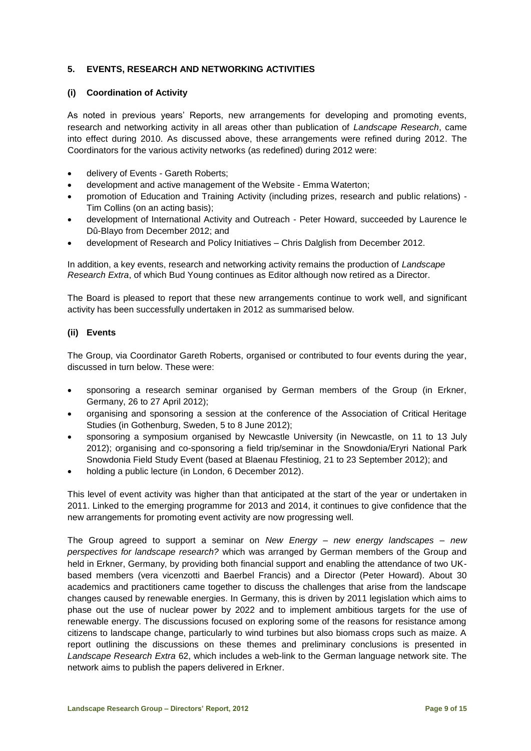## 5. EVENTS, RESEARCH AND NETWORKING ACTIVITIES

### (i) Coordination of Activity

As noted in previous years' Reports, new arrangements for developing and promoting events, research and networking activity in all areas other than publication of *Landscape Research*, came into effect during 2010. As discussed above, these arrangements were refined during 2012. The Coordinators for the various activity networks (as redefined) during 2012 were:

- delivery of Events - Gareth Roberts;
- development and active management of the Website - Emma Waterton;
- promotion of Education and Training Activity (including prizes, research and public relations) - Tim Collins (on an acting basis);
- development of International Activity and Outreach - Peter Howard, succeeded by Laurence le Dû-Blayo from December 2012; and
- development of Research and Policy Initiatives – Chris Dalglish from December 2012.

In addition, a key events, research and networking activity remains the production of *Landscape Research Extra*, of which Bud Young continues as Editor although now retired as a Director.

The Board is pleased to report that these new arrangements continue to work well, and significant activity has been successfully undertaken in 2012 as summarised below.

### (ii) Events

The Group, via Coordinator Gareth Roberts, organised or contributed to four events during the year, discussed in turn below. These were:

- sponsoring a research seminar organised by German members of the Group (in Erkner, Germany, 26 to 27 April 2012);
- organising and sponsoring a session at the conference of the Association of Critical Heritage Studies (in Gothenburg, Sweden, 5 to 8 June 2012);
- sponsoring a symposium organised by Newcastle University (in Newcastle, on 11 to 13 July 2012); organising and co-sponsoring a field trip/seminar in the Snowdonia/Eryri National Park Snowdonia Field Study Event (based at Blaenau Ffestiniog, 21 to 23 September 2012); and
- holding a public lecture (in London, 6 December 2012).

This level of event activity was higher than that anticipated at the start of the year or undertaken in 2011. Linked to the emerging programme for 2013 and 2014, it continues to give confidence that the new arrangements for promoting event activity are now progressing well.

The Group agreed to support a seminar on *New Energy – new energy landscapes – new perspectives for landscape research?* which was arranged by German members of the Group and held in Erkner, Germany, by providing both financial support and enabling the attendance of two UK-based members (vera vicenzotti and Baerbel Francis) and a Director (Peter Howard). About 30 academics and practitioners came together to discuss the challenges that arise from the landscape changes caused by renewable energies. In Germany, this is driven by 2011 legislation which aims to phase out the use of nuclear power by 2022 and to implement ambitious targets for the use of renewable energy. The discussions focused on exploring some of the reasons for resistance among citizens to landscape change, particularly to wind turbines but also biomass crops such as maize. A report outlining the discussions on these themes and preliminary conclusions is presented in *Landscape Research Extra* 62, which includes a web-link to the German language network site. The network aims to publish the papers delivered in Erkner.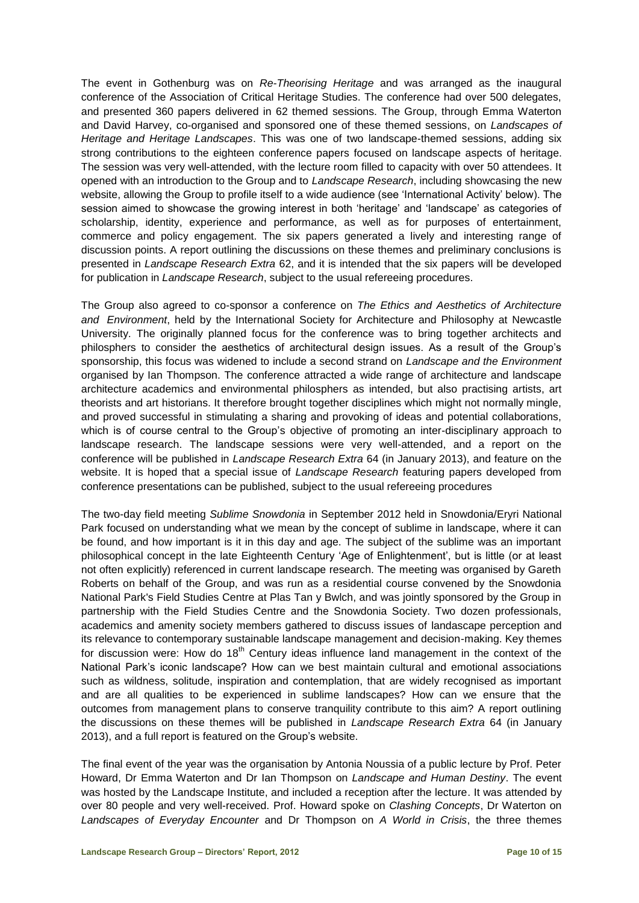The event in Gothenburg was on *Re-Theorising Heritage* and was arranged as the inaugural conference of the Association of Critical Heritage Studies. The conference had over 500 delegates, and presented 360 papers delivered in 62 themed sessions. The Group, through Emma Waterton and David Harvey, co-organised and sponsored one of these themed sessions, on *Landscapes of Heritage and Heritage Landscapes*. This was one of two landscape-themed sessions, adding six strong contributions to the eighteen conference papers focused on landscape aspects of heritage. The session was very well-attended, with the lecture room filled to capacity with over 50 attendees. It opened with an introduction to the Group and to *Landscape Research*, including showcasing the new website, allowing the Group to profile itself to a wide audience (see 'International Activity' below). The session aimed to showcase the growing interest in both 'heritage' and 'landscape' as categories of scholarship, identity, experience and performance, as well as for purposes of entertainment, commerce and policy engagement. The six papers generated a lively and interesting range of discussion points. A report outlining the discussions on these themes and preliminary conclusions is presented in *Landscape Research Extra* 62, and it is intended that the six papers will be developed for publication in *Landscape Research*, subject to the usual refereeing procedures.

The Group also agreed to co-sponsor a conference on *The Ethics and Aesthetics of Architecture and Environment*, held by the International Society for Architecture and Philosophy at Newcastle University. The originally planned focus for the conference was to bring together architects and philosphers to consider the aesthetics of architectural design issues. As a result of the Group's sponsorship, this focus was widened to include a second strand on *Landscape and the Environment* organised by Ian Thompson. The conference attracted a wide range of architecture and landscape architecture academics and environmental philosphers as intended, but also practising artists, art theorists and art historians. It therefore brought together disciplines which might not normally mingle, and proved successful in stimulating a sharing and provoking of ideas and potential collaborations, which is of course central to the Group's objective of promoting an inter-disciplinary approach to landscape research. The landscape sessions were very well-attended, and a report on the conference will be published in *Landscape Research Extra* 64 (in January 2013), and feature on the website. It is hoped that a special issue of *Landscape Research* featuring papers developed from conference presentations can be published, subject to the usual refereeing procedures

The two-day field meeting *Sublime Snowdonia* in September 2012 held in Snowdonia/Eryri National Park focused on understanding what we mean by the concept of sublime in landscape, where it can be found, and how important is it in this day and age. The subject of the sublime was an important philosophical concept in the late Eighteenth Century 'Age of Enlightenment', but is little (or at least not often explicitly) referenced in current landscape research. The meeting was organised by Gareth Roberts on behalf of the Group, and was run as a residential course convened by the Snowdonia National Park's Field Studies Centre at Plas Tan y Bwlch, and was jointly sponsored by the Group in partnership with the Field Studies Centre and the Snowdonia Society. Two dozen professionals, academics and amenity society members gathered to discuss issues of landascape perception and its relevance to contemporary sustainable landscape management and decision-making. Key themes for discussion were: How do 18th Century ideas influence land management in the context of the National Park's iconic landscape? How can we best maintain cultural and emotional associations such as wildness, solitude, inspiration and contemplation, that are widely recognised as important and are all qualities to be experienced in sublime landscapes? How can we ensure that the outcomes from management plans to conserve tranquility contribute to this aim? A report outlining the discussions on these themes will be published in *Landscape Research Extra* 64 (in January 2013), and a full report is featured on the Group's website.

The final event of the year was the organisation by Antonia Noussia of a public lecture by Prof. Peter Howard, Dr Emma Waterton and Dr Ian Thompson on *Landscape and Human Destiny*. The event was hosted by the Landscape Institute, and included a reception after the lecture. It was attended by over 80 people and very well-received. Prof. Howard spoke on *Clashing Concepts*, Dr Waterton on *Landscapes of Everyday Encounter* and Dr Thompson on *A World in Crisis*, the three themes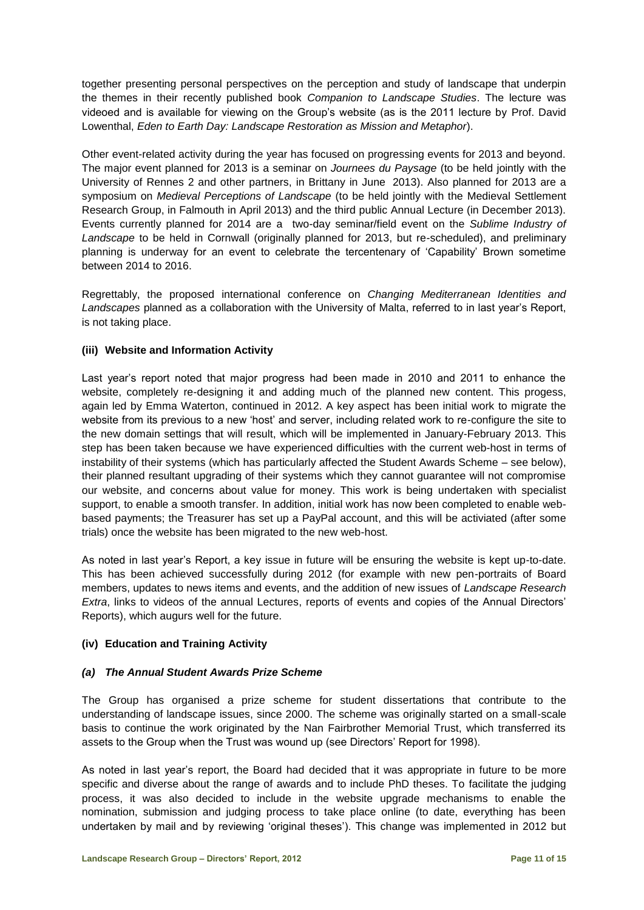together presenting personal perspectives on the perception and study of landscape that underpin the themes in their recently published book *Companion to Landscape Studies*. The lecture was videoed and is available for viewing on the Group's website (as is the 2011 lecture by Prof. David Lowenthal, *Eden to Earth Day: Landscape Restoration as Mission and Metaphor*).

Other event-related activity during the year has focused on progressing events for 2013 and beyond. The major event planned for 2013 is a seminar on *Journees du Paysage* (to be held jointly with the University of Rennes 2 and other partners, in Brittany in June 2013). Also planned for 2013 are a symposium on *Medieval Perceptions of Landscape* (to be held jointly with the Medieval Settlement Research Group, in Falmouth in April 2013) and the third public Annual Lecture (in December 2013). Events currently planned for 2014 are a two-day seminar/field event on the *Sublime Industry of Landscape* to be held in Cornwall (originally planned for 2013, but re-scheduled), and preliminary planning is underway for an event to celebrate the tercentenary of 'Capability' Brown sometime between 2014 to 2016.

Regrettably, the proposed international conference on *Changing Mediterranean Identities and Landscapes* planned as a collaboration with the University of Malta, referred to in last year's Report, is not taking place.

#### (iii) Website and Information Activity

Last year's report noted that major progress had been made in 2010 and 2011 to enhance the website, completely re-designing it and adding much of the planned new content. This progess, again led by Emma Waterton, continued in 2012. A key aspect has been initial work to migrate the website from its previous to a new 'host' and server, including related work to re-configure the site to the new domain settings that will result, which will be implemented in January-February 2013. This step has been taken because we have experienced difficulties with the current web-host in terms of instability of their systems (which has particularly affected the Student Awards Scheme – see below), their planned resultant upgrading of their systems which they cannot guarantee will not compromise our website, and concerns about value for money. This work is being undertaken with specialist support, to enable a smooth transfer. In addition, initial work has now been completed to enable web-based payments; the Treasurer has set up a PayPal account, and this will be activiated (after some trials) once the website has been migrated to the new web-host.

As noted in last year's Report, a key issue in future will be ensuring the website is kept up-to-date. This has been achieved successfully during 2012 (for example with new pen-portraits of Board members, updates to news items and events, and the addition of new issues of *Landscape Research Extra*, links to videos of the annual Lectures, reports of events and copies of the Annual Directors' Reports), which augurs well for the future.

#### (iv) Education and Training Activity

##### *(a) The Annual Student Awards Prize Scheme*

The Group has organised a prize scheme for student dissertations that contribute to the understanding of landscape issues, since 2000. The scheme was originally started on a small-scale basis to continue the work originated by the Nan Fairbrother Memorial Trust, which transferred its assets to the Group when the Trust was wound up (see Directors' Report for 1998).

As noted in last year's report, the Board had decided that it was appropriate in future to be more specific and diverse about the range of awards and to include PhD theses. To facilitate the judging process, it was also decided to include in the website upgrade mechanisms to enable the nomination, submission and judging process to take place online (to date, everything has been undertaken by mail and by reviewing 'original theses'). This change was implemented in 2012 but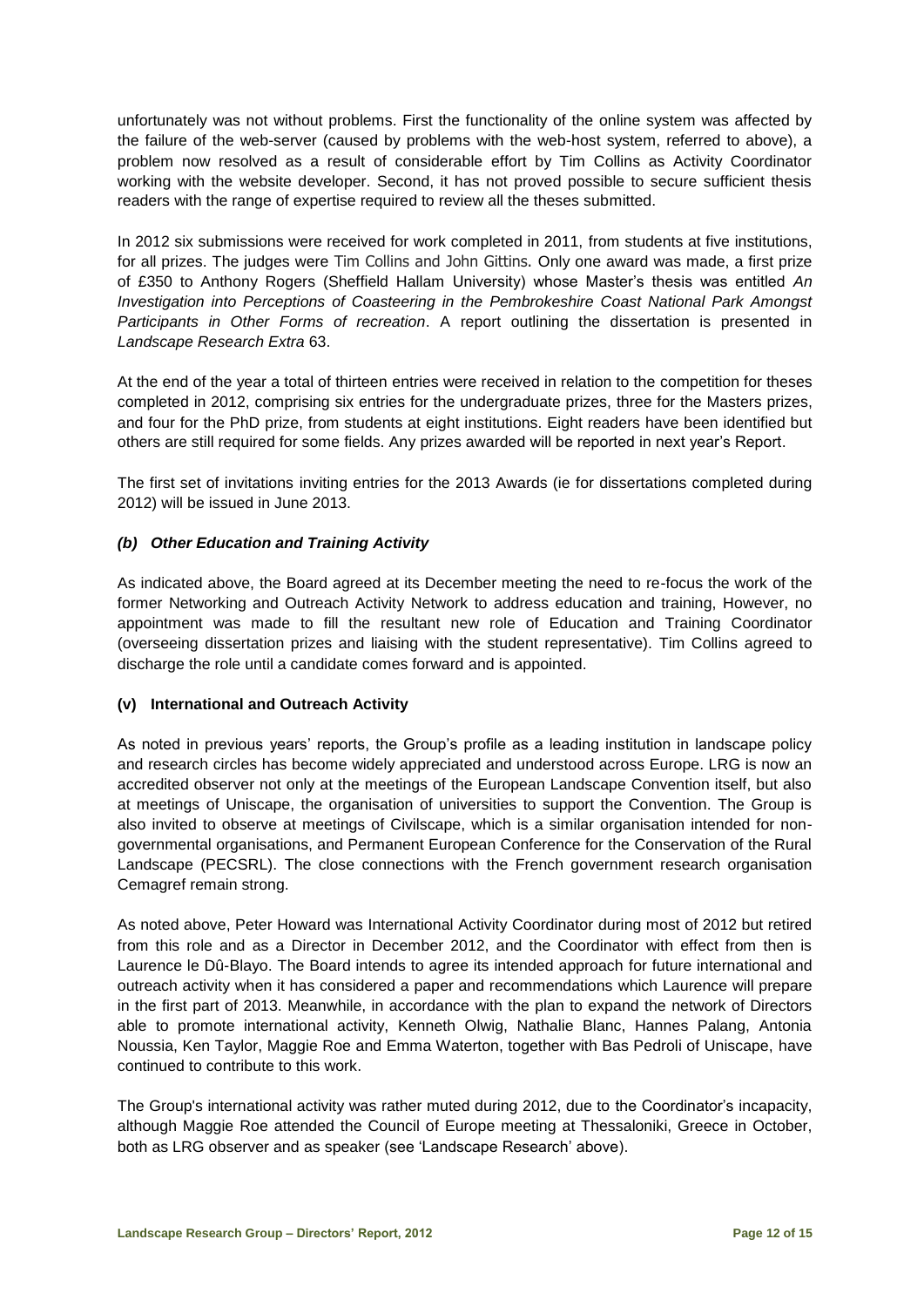unfortunately was not without problems. First the functionality of the online system was affected by the failure of the web-server (caused by problems with the web-host system, referred to above), a problem now resolved as a result of considerable effort by Tim Collins as Activity Coordinator working with the website developer. Second, it has not proved possible to secure sufficient thesis readers with the range of expertise required to review all the theses submitted.

In 2012 six submissions were received for work completed in 2011, from students at five institutions, for all prizes. The judges were Tim Collins and John Gittins. Only one award was made, a first prize of £350 to Anthony Rogers (Sheffield Hallam University) whose Master's thesis was entitled *An Investigation into Perceptions of Coasteering in the Pembrokeshire Coast National Park Amongst Participants in Other Forms of recreation*. A report outlining the dissertation is presented in *Landscape Research Extra* 63.

At the end of the year a total of thirteen entries were received in relation to the competition for theses completed in 2012, comprising six entries for the undergraduate prizes, three for the Masters prizes, and four for the PhD prize, from students at eight institutions. Eight readers have been identified but others are still required for some fields. Any prizes awarded will be reported in next year's Report.

The first set of invitations inviting entries for the 2013 Awards (ie for dissertations completed during 2012) will be issued in June 2013.

### *(b) Other Education and Training Activity*

As indicated above, the Board agreed at its December meeting the need to re-focus the work of the former Networking and Outreach Activity Network to address education and training, However, no appointment was made to fill the resultant new role of Education and Training Coordinator (overseeing dissertation prizes and liaising with the student representative). Tim Collins agreed to discharge the role until a candidate comes forward and is appointed.

### (v) International and Outreach Activity

As noted in previous years' reports, the Group's profile as a leading institution in landscape policy and research circles has become widely appreciated and understood across Europe. LRG is now an accredited observer not only at the meetings of the European Landscape Convention itself, but also at meetings of Uniscape, the organisation of universities to support the Convention. The Group is also invited to observe at meetings of Civilscape, which is a similar organisation intended for non-governmental organisations, and Permanent European Conference for the Conservation of the Rural Landscape (PECSRL). The close connections with the French government research organisation Cemagref remain strong.

As noted above, Peter Howard was International Activity Coordinator during most of 2012 but retired from this role and as a Director in December 2012, and the Coordinator with effect from then is Laurence le Dû-Blayo. The Board intends to agree its intended approach for future international and outreach activity when it has considered a paper and recommendations which Laurence will prepare in the first part of 2013. Meanwhile, in accordance with the plan to expand the network of Directors able to promote international activity, Kenneth Olwig, Nathalie Blanc, Hannes Palang, Antonia Noussia, Ken Taylor, Maggie Roe and Emma Waterton, together with Bas Pedroli of Uniscape, have continued to contribute to this work.

The Group's international activity was rather muted during 2012, due to the Coordinator's incapacity, although Maggie Roe attended the Council of Europe meeting at Thessaloniki, Greece in October, both as LRG observer and as speaker (see 'Landscape Research' above).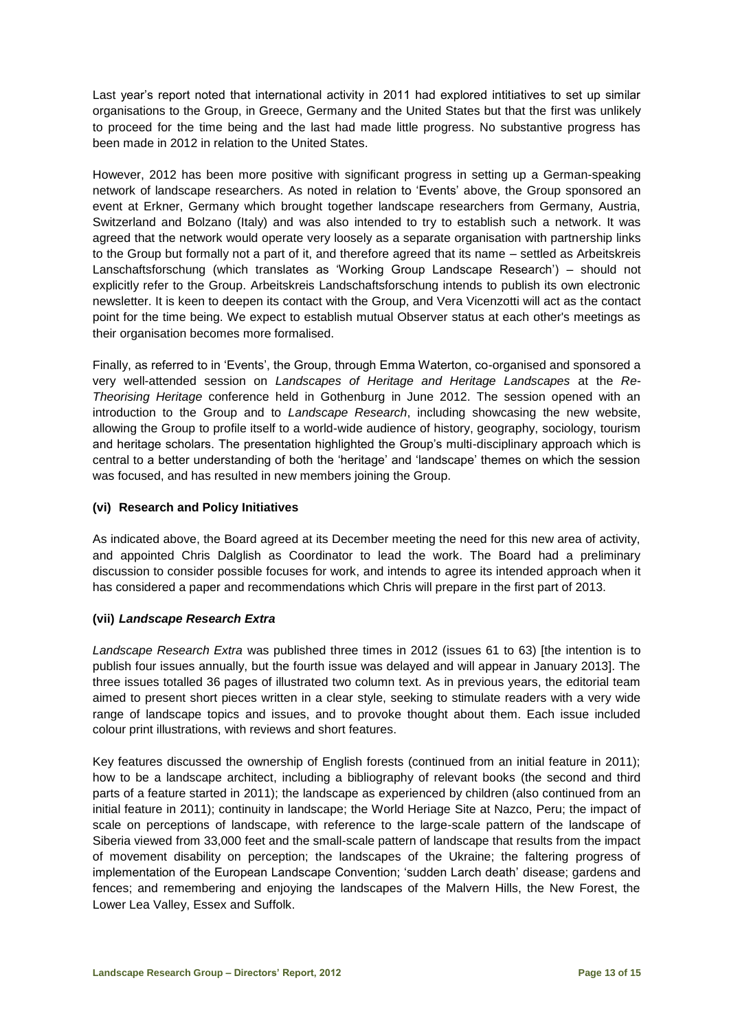Last year's report noted that international activity in 2011 had explored intitiatives to set up similar organisations to the Group, in Greece, Germany and the United States but that the first was unlikely to proceed for the time being and the last had made little progress. No substantive progress has been made in 2012 in relation to the United States.

However, 2012 has been more positive with significant progress in setting up a German-speaking network of landscape researchers. As noted in relation to 'Events' above, the Group sponsored an event at Erkner, Germany which brought together landscape researchers from Germany, Austria, Switzerland and Bolzano (Italy) and was also intended to try to establish such a network. It was agreed that the network would operate very loosely as a separate organisation with partnership links to the Group but formally not a part of it, and therefore agreed that its name – settled as Arbeitskreis Lanschaftsforschung (which translates as 'Working Group Landscape Research') – should not explicitly refer to the Group. Arbeitskreis Landschaftsforschung intends to publish its own electronic newsletter. It is keen to deepen its contact with the Group, and Vera Vicenzotti will act as the contact point for the time being. We expect to establish mutual Observer status at each other's meetings as their organisation becomes more formalised.

Finally, as referred to in 'Events', the Group, through Emma Waterton, co-organised and sponsored a very well-attended session on *Landscapes of Heritage and Heritage Landscapes* at the *Re-Theorising Heritage* conference held in Gothenburg in June 2012. The session opened with an introduction to the Group and to *Landscape Research*, including showcasing the new website, allowing the Group to profile itself to a world-wide audience of history, geography, sociology, tourism and heritage scholars. The presentation highlighted the Group's multi-disciplinary approach which is central to a better understanding of both the 'heritage' and 'landscape' themes on which the session was focused, and has resulted in new members joining the Group.

### (vi) Research and Policy Initiatives

As indicated above, the Board agreed at its December meeting the need for this new area of activity, and appointed Chris Dalglish as Coordinator to lead the work. The Board had a preliminary discussion to consider possible focuses for work, and intends to agree its intended approach when it has considered a paper and recommendations which Chris will prepare in the first part of 2013.

### (vii) *Landscape Research Extra*

*Landscape Research Extra* was published three times in 2012 (issues 61 to 63) [the intention is to publish four issues annually, but the fourth issue was delayed and will appear in January 2013]. The three issues totalled 36 pages of illustrated two column text. As in previous years, the editorial team aimed to present short pieces written in a clear style, seeking to stimulate readers with a very wide range of landscape topics and issues, and to provoke thought about them. Each issue included colour print illustrations, with reviews and short features.

Key features discussed the ownership of English forests (continued from an initial feature in 2011); how to be a landscape architect, including a bibliography of relevant books (the second and third parts of a feature started in 2011); the landscape as experienced by children (also continued from an initial feature in 2011); continuity in landscape; the World Heriage Site at Nazco, Peru; the impact of scale on perceptions of landscape, with reference to the large-scale pattern of the landscape of Siberia viewed from 33,000 feet and the small-scale pattern of landscape that results from the impact of movement disability on perception; the landscapes of the Ukraine; the faltering progress of implementation of the European Landscape Convention; 'sudden Larch death' disease; gardens and fences; and remembering and enjoying the landscapes of the Malvern Hills, the New Forest, the Lower Lea Valley, Essex and Suffolk.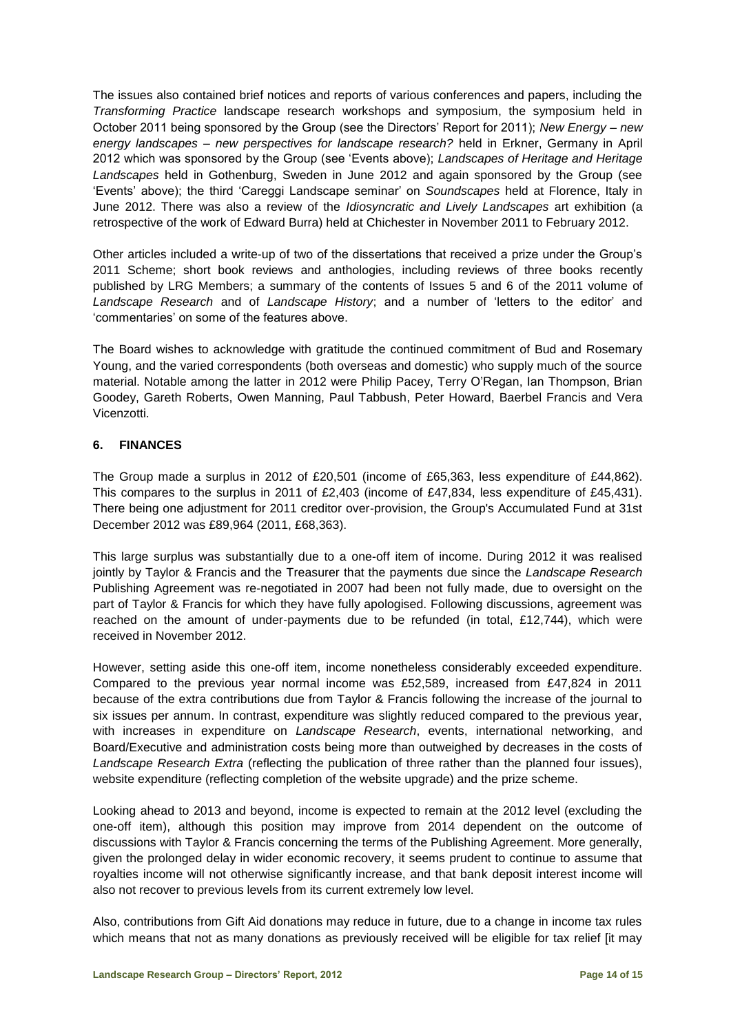The issues also contained brief notices and reports of various conferences and papers, including the *Transforming Practice* landscape research workshops and symposium, the symposium held in October 2011 being sponsored by the Group (see the Directors' Report for 2011); *New Energy – new energy landscapes – new perspectives for landscape research?* held in Erkner, Germany in April 2012 which was sponsored by the Group (see 'Events above); *Landscapes of Heritage and Heritage Landscapes* held in Gothenburg, Sweden in June 2012 and again sponsored by the Group (see 'Events' above); the third 'Careggi Landscape seminar' on *Soundscapes* held at Florence, Italy in June 2012. There was also a review of the *Idiosyncratic and Lively Landscapes* art exhibition (a retrospective of the work of Edward Burra) held at Chichester in November 2011 to February 2012.

Other articles included a write-up of two of the dissertations that received a prize under the Group's 2011 Scheme; short book reviews and anthologies, including reviews of three books recently published by LRG Members; a summary of the contents of Issues 5 and 6 of the 2011 volume of *Landscape Research* and of *Landscape History*; and a number of 'letters to the editor' and 'commentaries' on some of the features above.

The Board wishes to acknowledge with gratitude the continued commitment of Bud and Rosemary Young, and the varied correspondents (both overseas and domestic) who supply much of the source material. Notable among the latter in 2012 were Philip Pacey, Terry O'Regan, Ian Thompson, Brian Goodey, Gareth Roberts, Owen Manning, Paul Tabbush, Peter Howard, Baerbel Francis and Vera Vicenzotti.

## 6. FINANCES

The Group made a surplus in 2012 of £20,501 (income of £65,363, less expenditure of £44,862). This compares to the surplus in 2011 of £2,403 (income of £47,834, less expenditure of £45,431). There being one adjustment for 2011 creditor over-provision, the Group's Accumulated Fund at 31st December 2012 was £89,964 (2011, £68,363).

This large surplus was substantially due to a one-off item of income. During 2012 it was realised jointly by Taylor & Francis and the Treasurer that the payments due since the *Landscape Research* Publishing Agreement was re-negotiated in 2007 had been not fully made, due to oversight on the part of Taylor & Francis for which they have fully apologised. Following discussions, agreement was reached on the amount of under-payments due to be refunded (in total, £12,744), which were received in November 2012.

However, setting aside this one-off item, income nonetheless considerably exceeded expenditure. Compared to the previous year normal income was £52,589, increased from £47,824 in 2011 because of the extra contributions due from Taylor & Francis following the increase of the journal to six issues per annum. In contrast, expenditure was slightly reduced compared to the previous year, with increases in expenditure on *Landscape Research*, events, international networking, and Board/Executive and administration costs being more than outweighed by decreases in the costs of *Landscape Research Extra* (reflecting the publication of three rather than the planned four issues), website expenditure (reflecting completion of the website upgrade) and the prize scheme.

Looking ahead to 2013 and beyond, income is expected to remain at the 2012 level (excluding the one-off item), although this position may improve from 2014 dependent on the outcome of discussions with Taylor & Francis concerning the terms of the Publishing Agreement. More generally, given the prolonged delay in wider economic recovery, it seems prudent to continue to assume that royalties income will not otherwise significantly increase, and that bank deposit interest income will also not recover to previous levels from its current extremely low level.

Also, contributions from Gift Aid donations may reduce in future, due to a change in income tax rules which means that not as many donations as previously received will be eligible for tax relief [it may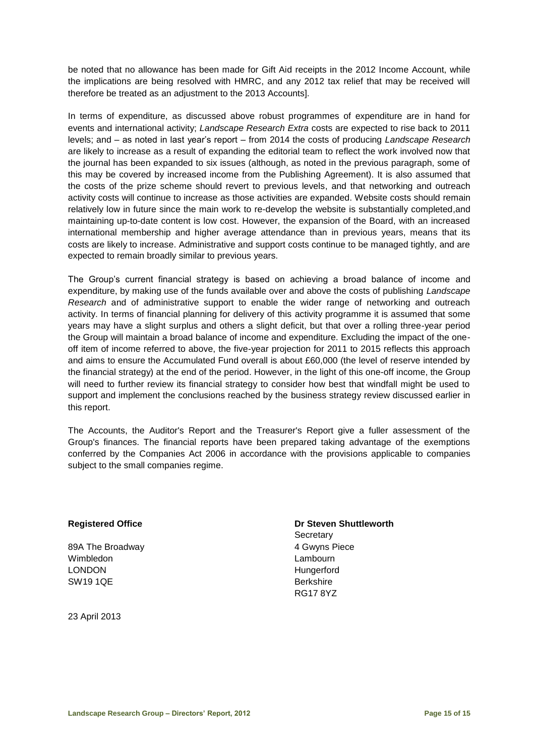be noted that no allowance has been made for Gift Aid receipts in the 2012 Income Account, while the implications are being resolved with HMRC, and any 2012 tax relief that may be received will therefore be treated as an adjustment to the 2013 Accounts].

In terms of expenditure, as discussed above robust programmes of expenditure are in hand for events and international activity; *Landscape Research Extra* costs are expected to rise back to 2011 levels; and – as noted in last year's report – from 2014 the costs of producing *Landscape Research* are likely to increase as a result of expanding the editorial team to reflect the work involved now that the journal has been expanded to six issues (although, as noted in the previous paragraph, some of this may be covered by increased income from the Publishing Agreement). It is also assumed that the costs of the prize scheme should revert to previous levels, and that networking and outreach activity costs will continue to increase as those activities are expanded. Website costs should remain relatively low in future since the main work to re-develop the website is substantially completed,and maintaining up-to-date content is low cost. However, the expansion of the Board, with an increased international membership and higher average attendance than in previous years, means that its costs are likely to increase. Administrative and support costs continue to be managed tightly, and are expected to remain broadly similar to previous years.

The Group's current financial strategy is based on achieving a broad balance of income and expenditure, by making use of the funds available over and above the costs of publishing *Landscape Research* and of administrative support to enable the wider range of networking and outreach activity. In terms of financial planning for delivery of this activity programme it is assumed that some years may have a slight surplus and others a slight deficit, but that over a rolling three-year period the Group will maintain a broad balance of income and expenditure. Excluding the impact of the one-off item of income referred to above, the five-year projection for 2011 to 2015 reflects this approach and aims to ensure the Accumulated Fund overall is about £60,000 (the level of reserve intended by the financial strategy) at the end of the period. However, in the light of this one-off income, the Group will need to further review its financial strategy to consider how best that windfall might be used to support and implement the conclusions reached by the business strategy review discussed earlier in this report.

The Accounts, the Auditor's Report and the Treasurer's Report give a fuller assessment of the Group's finances. The financial reports have been prepared taking advantage of the exemptions conferred by the Companies Act 2006 in accordance with the provisions applicable to companies subject to the small companies regime.

**Registered Office**

89A The Broadway
Wimbledon
LONDON
SW19 1QE

**Dr Steven Shuttleworth**
Secretary
4 Gwyns Piece
Lambourn
Hungerford
Berkshire
RG17 8YZ

23 April 2013